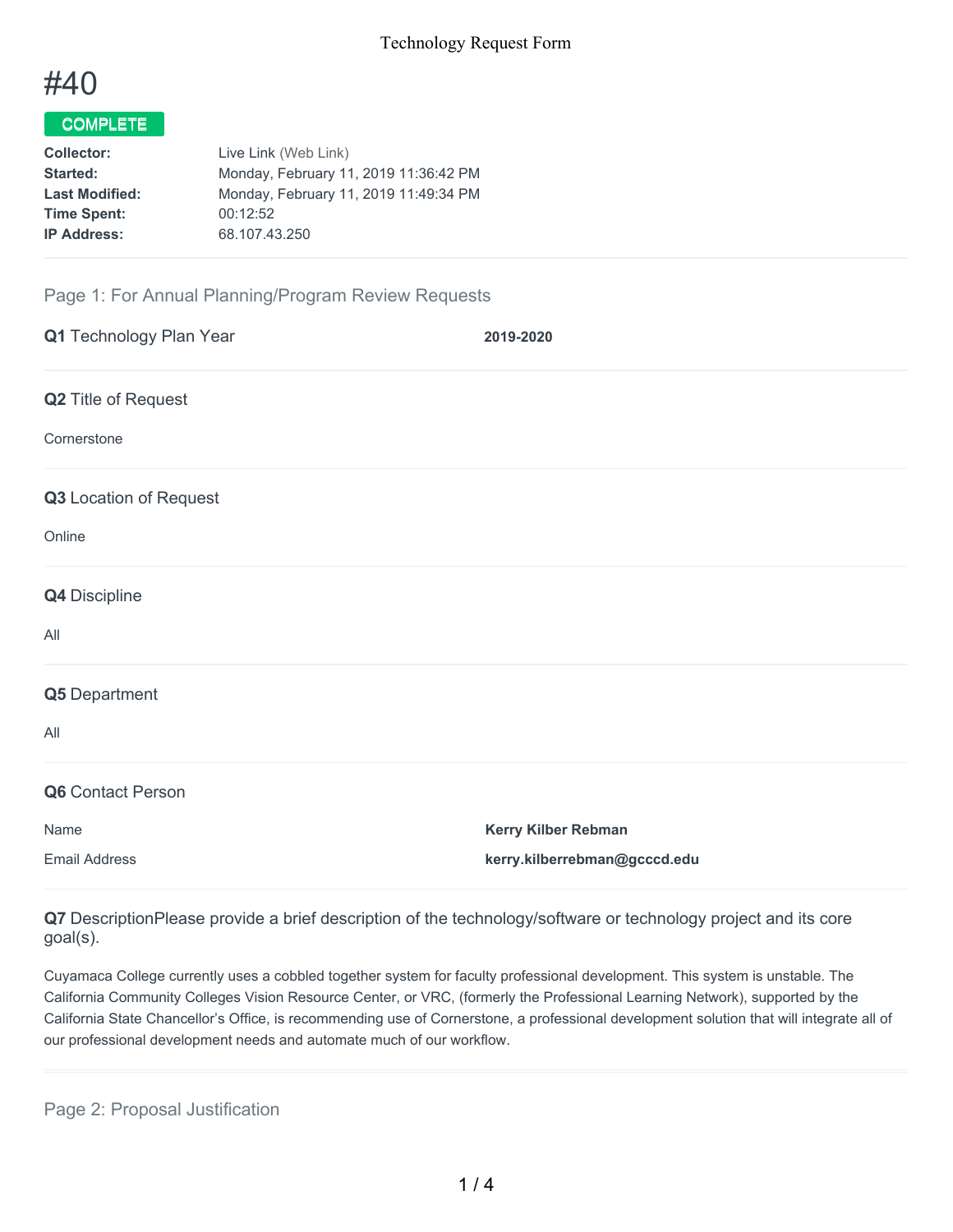# #40

**COMPLETE**

| | |
|---|---|
| **Collector:** | Live Link (Web Link) |
| **Started:** | Monday, February 11, 2019 11:36:42 PM |
| **Last Modified:** | Monday, February 11, 2019 11:49:34 PM |
| **Time Spent:** | 00:12:52 |
| **IP Address:** | 68.107.43.250 |

## Page 1: For Annual Planning/Program Review Requests

**Q1** Technology Plan Year

**2019-2020**

**Q2** Title of Request

Cornerstone

**Q3** Location of Request

Online

**Q4** Discipline

All

**Q5** Department

All

**Q6** Contact Person

| | |
|---|---|
| Name | **Kerry Kilber Rebman** |
| Email Address | **kerry.kilberrebman@gcccd.edu** |

**Q7** DescriptionPlease provide a brief description of the technology/software or technology project and its core goal(s).

Cuyamaca College currently uses a cobbled together system for faculty professional development. This system is unstable. The California Community Colleges Vision Resource Center, or VRC, (formerly the Professional Learning Network), supported by the California State Chancellor's Office, is recommending use of Cornerstone, a professional development solution that will integrate all of our professional development needs and automate much of our workflow.

## Page 2: Proposal Justification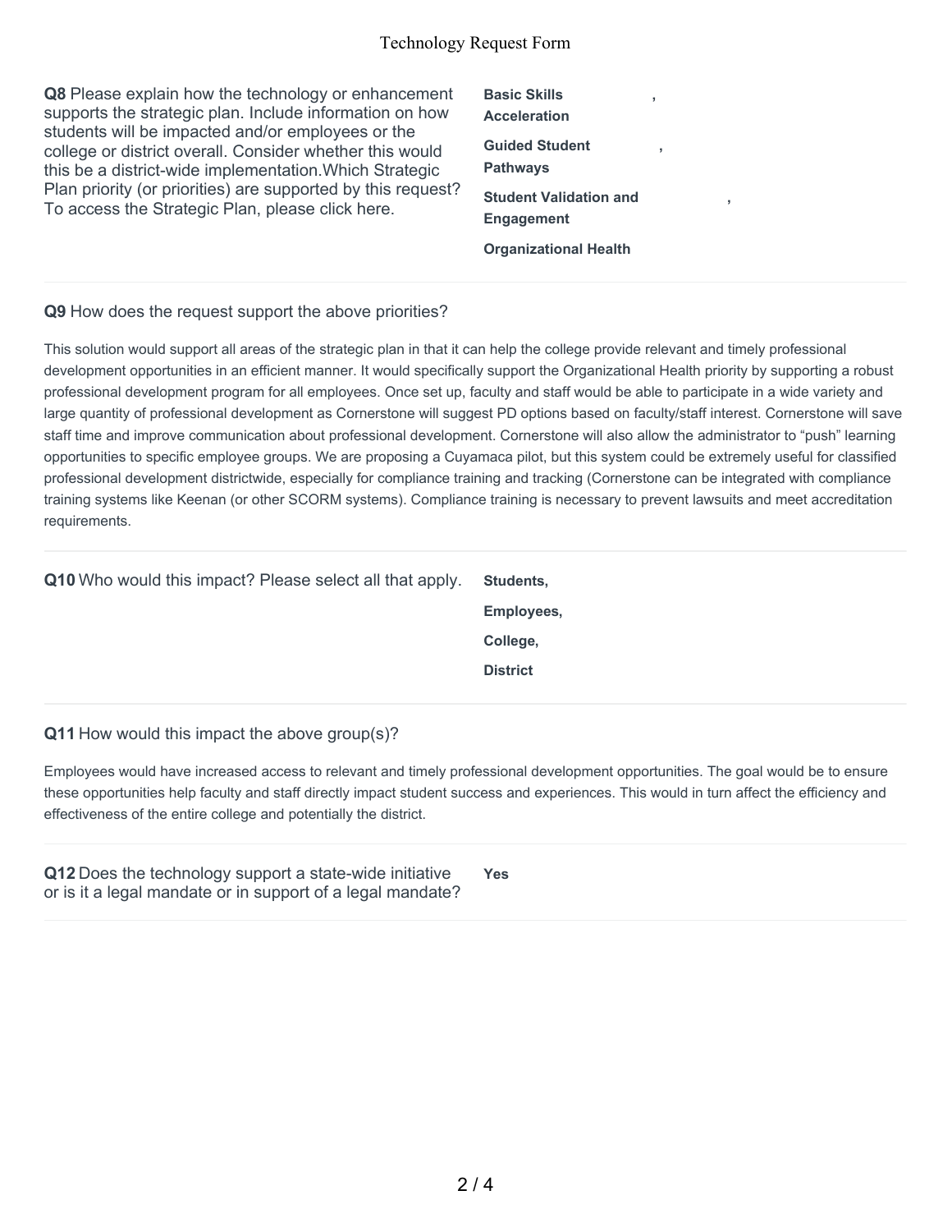**Q8** Please explain how the technology or enhancement supports the strategic plan. Include information on how students will be impacted and/or employees or the college or district overall. Consider whether this would this be a district-wide implementation.Which Strategic Plan priority (or priorities) are supported by this request? To access the Strategic Plan, please click here.

**Basic Skills Acceleration ,**

**Guided Student Pathways ,**

**Student Validation and Engagement ,**

**Organizational Health**

---

**Q9** How does the request support the above priorities?

This solution would support all areas of the strategic plan in that it can help the college provide relevant and timely professional development opportunities in an efficient manner. It would specifically support the Organizational Health priority by supporting a robust professional development program for all employees. Once set up, faculty and staff would be able to participate in a wide variety and large quantity of professional development as Cornerstone will suggest PD options based on faculty/staff interest. Cornerstone will save staff time and improve communication about professional development. Cornerstone will also allow the administrator to “push” learning opportunities to specific employee groups. We are proposing a Cuyamaca pilot, but this system could be extremely useful for classified professional development districtwide, especially for compliance training and tracking (Cornerstone can be integrated with compliance training systems like Keenan (or other SCORM systems). Compliance training is necessary to prevent lawsuits and meet accreditation requirements.

---

**Q10** Who would this impact? Please select all that apply.

**Students,**

**Employees,**

**College,**

**District**

---

**Q11** How would this impact the above group(s)?

Employees would have increased access to relevant and timely professional development opportunities. The goal would be to ensure these opportunities help faculty and staff directly impact student success and experiences. This would in turn affect the efficiency and effectiveness of the entire college and potentially the district.

---

**Q12** Does the technology support a state-wide initiative or is it a legal mandate or in support of a legal mandate?

**Yes**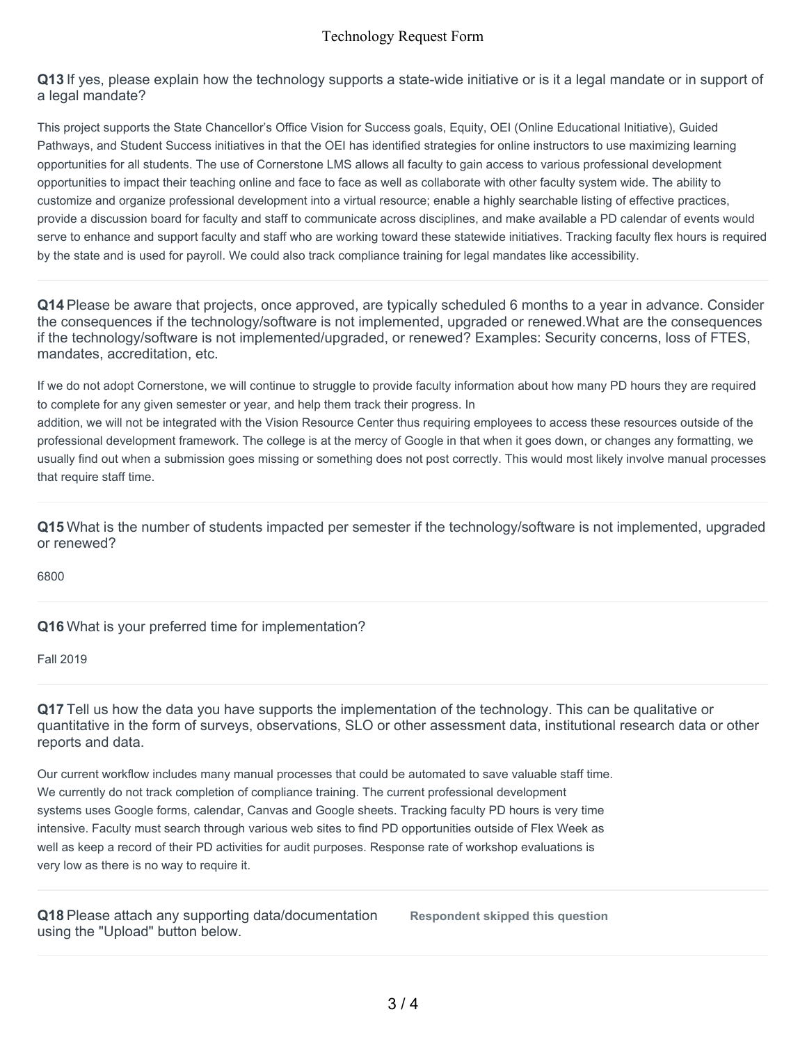**Q13** If yes, please explain how the technology supports a state-wide initiative or is it a legal mandate or in support of a legal mandate?

This project supports the State Chancellor's Office Vision for Success goals, Equity, OEI (Online Educational Initiative), Guided Pathways, and Student Success initiatives in that the OEI has identified strategies for online instructors to use maximizing learning opportunities for all students. The use of Cornerstone LMS allows all faculty to gain access to various professional development opportunities to impact their teaching online and face to face as well as collaborate with other faculty system wide. The ability to customize and organize professional development into a virtual resource; enable a highly searchable listing of effective practices, provide a discussion board for faculty and staff to communicate across disciplines, and make available a PD calendar of events would serve to enhance and support faculty and staff who are working toward these statewide initiatives. Tracking faculty flex hours is required by the state and is used for payroll. We could also track compliance training for legal mandates like accessibility.

**Q14** Please be aware that projects, once approved, are typically scheduled 6 months to a year in advance. Consider the consequences if the technology/software is not implemented, upgraded or renewed.What are the consequences if the technology/software is not implemented/upgraded, or renewed? Examples: Security concerns, loss of FTES, mandates, accreditation, etc.

If we do not adopt Cornerstone, we will continue to struggle to provide faculty information about how many PD hours they are required to complete for any given semester or year, and help them track their progress. In addition, we will not be integrated with the Vision Resource Center thus requiring employees to access these resources outside of the professional development framework. The college is at the mercy of Google in that when it goes down, or changes any formatting, we usually find out when a submission goes missing or something does not post correctly. This would most likely involve manual processes that require staff time.

**Q15** What is the number of students impacted per semester if the technology/software is not implemented, upgraded or renewed?

6800

**Q16** What is your preferred time for implementation?

Fall 2019

**Q17** Tell us how the data you have supports the implementation of the technology. This can be qualitative or quantitative in the form of surveys, observations, SLO or other assessment data, institutional research data or other reports and data.

Our current workflow includes many manual processes that could be automated to save valuable staff time. We currently do not track completion of compliance training. The current professional development systems uses Google forms, calendar, Canvas and Google sheets. Tracking faculty PD hours is very time intensive. Faculty must search through various web sites to find PD opportunities outside of Flex Week as well as keep a record of their PD activities for audit purposes. Response rate of workshop evaluations is very low as there is no way to require it.

**Q18** Please attach any supporting data/documentation using the "Upload" button below.

**Respondent skipped this question**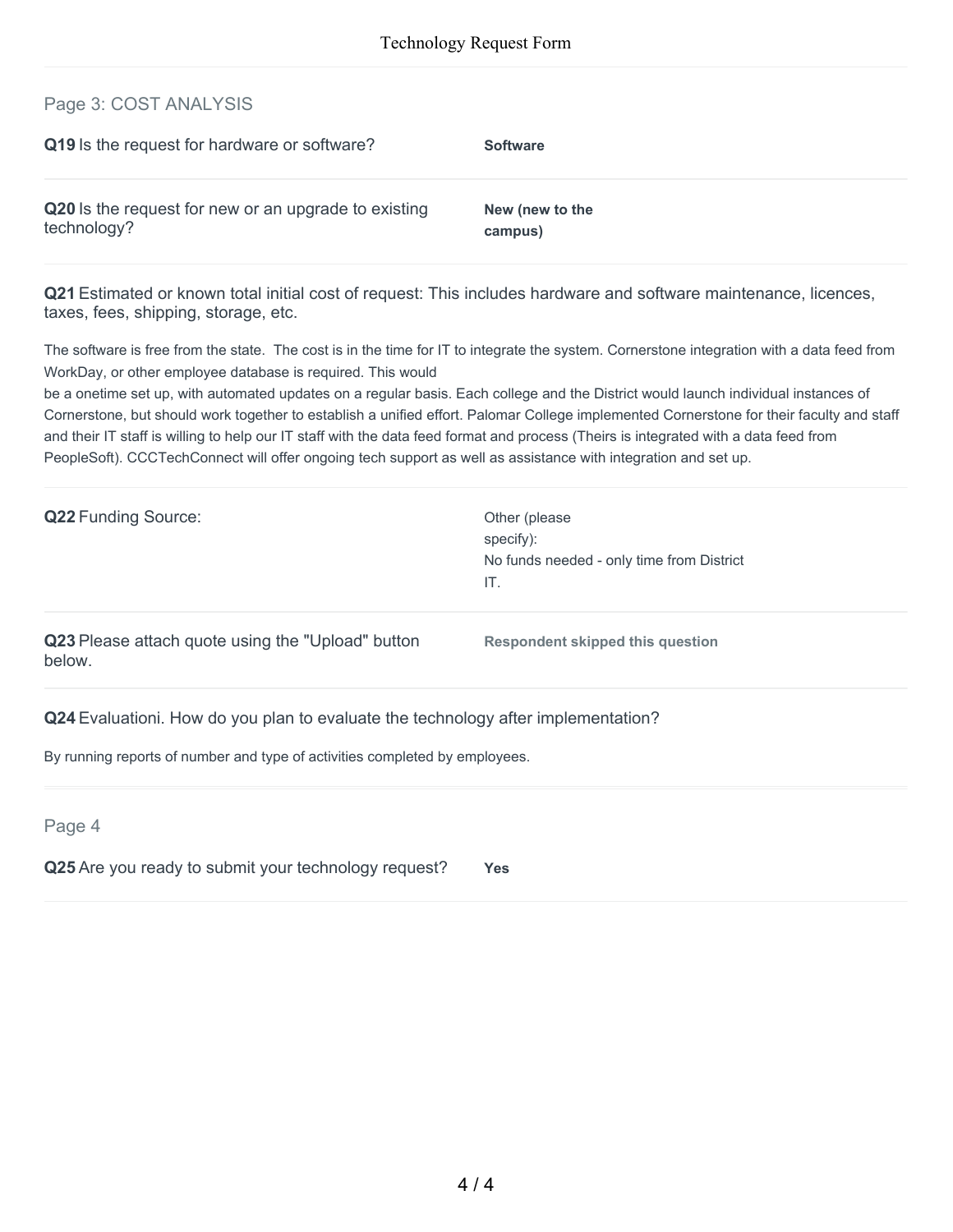## Page 3: COST ANALYSIS

**Q19** Is the request for hardware or software? **Software**

**Q20** Is the request for new or an upgrade to existing technology? **New (new to the campus)**

**Q21** Estimated or known total initial cost of request: This includes hardware and software maintenance, licences, taxes, fees, shipping, storage, etc.

The software is free from the state. The cost is in the time for IT to integrate the system. Cornerstone integration with a data feed from WorkDay, or other employee database is required. This would be a onetime set up, with automated updates on a regular basis. Each college and the District would launch individual instances of Cornerstone, but should work together to establish a unified effort. Palomar College implemented Cornerstone for their faculty and staff and their IT staff is willing to help our IT staff with the data feed format and process (Theirs is integrated with a data feed from PeopleSoft). CCCTechConnect will offer ongoing tech support as well as assistance with integration and set up.

**Q22** Funding Source: Other (please specify): No funds needed - only time from District IT.

**Q23** Please attach quote using the "Upload" button below. **Respondent skipped this question**

**Q24** Evaluationi. How do you plan to evaluate the technology after implementation?

By running reports of number and type of activities completed by employees.

## Page 4

**Q25** Are you ready to submit your technology request? **Yes**